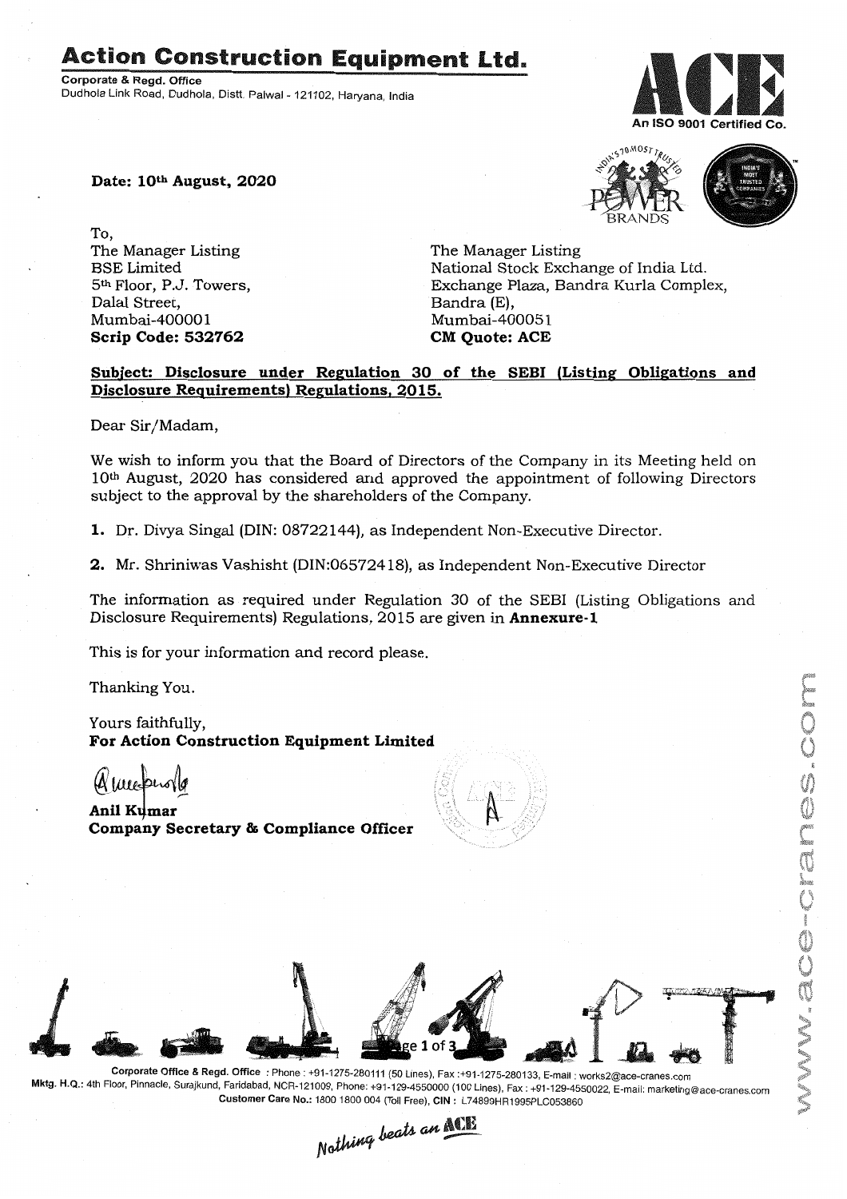# Action Construction Equipment Ltd.

**Corporate & Regd. Office**
Dudhola Link Road, Dudhola, Distt. Palwal - 121102, Haryana, India

An ISO 9001 Certified Co.

**Date: 10th August, 2020**

To,

The Manager Listing
BSE Limited
5th Floor, P.J. Towers,
Dalal Street,
Mumbai-400001
**Scrip Code: 532762**

The Manager Listing
National Stock Exchange of India Ltd.
Exchange Plaza, Bandra Kurla Complex,
Bandra (E),
Mumbai-400051
**CM Quote: ACE**

**Subject: Disclosure under Regulation 30 of the SEBI (Listing Obligations and Disclosure Requirements) Regulations, 2015.**

Dear Sir/Madam,

We wish to inform you that the Board of Directors of the Company in its Meeting held on 10th August, 2020 has considered and approved the appointment of following Directors subject to the approval by the shareholders of the Company.

1. Dr. Divya Singal (DIN: 08722144), as Independent Non-Executive Director.
2. Mr. Shriniwas Vashisht (DIN:06572418), as Independent Non-Executive Director

The information as required under Regulation 30 of the SEBI (Listing Obligations and Disclosure Requirements) Regulations, 2015 are given in **Annexure-1**

This is for your information and record please.

Thanking You.

Yours faithfully,
**For Action Construction Equipment Limited**

**Anil Kumar**
**Company Secretary & Compliance Officer**

**Corporate Office & Regd. Office** : Phone : +91-1275-280111 (50 Lines), Fax :+91-1275-280133, E-mail : works2@ace-cranes.com
**Mktg. H.Q.:** 4th Floor, Pinnacle, Surajkund, Faridabad, NCR-121009, Phone: +91-129-4550000 (100 Lines), Fax : +91-129-4550022, E-mail: marketing@ace-cranes.com
**Customer Care No.:** 1800 1800 004 (Toll Free), **CIN :** L74899HR1995PLC053860

*Nothing beats an ACE*

www.ace-cranes.com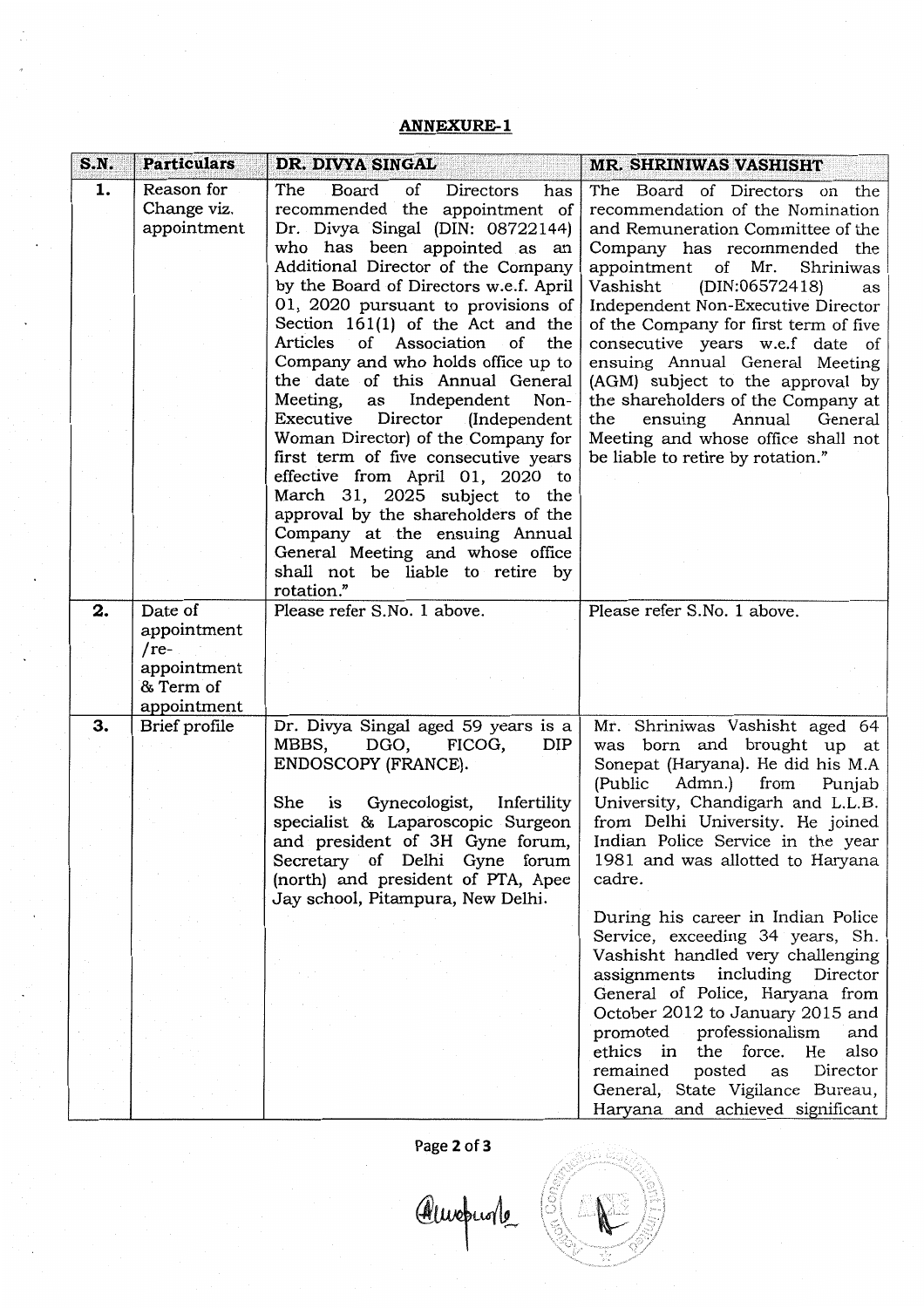## ANNEXURE-1

| S.N. | Particulars | DR. DIVYA SINGAL | MR. SHRINIWAS VASHISHT |
|---|---|---|---|
| 1. | Reason for Change viz. appointment | The Board of Directors has recommended the appointment of Dr. Divya Singal (DIN: 08722144) who has been appointed as an Additional Director of the Company by the Board of Directors w.e.f. April 01, 2020 pursuant to provisions of Section 161(1) of the Act and the Articles of Association of the Company and who holds office up to the date of this Annual General Meeting, as Independent Non-Executive Director (Independent Woman Director) of the Company for first term of five consecutive years effective from April 01, 2020 to March 31, 2025 subject to the approval by the shareholders of the Company at the ensuing Annual General Meeting and whose office shall not be liable to retire by rotation." | The Board of Directors on the recommendation of the Nomination and Remuneration Committee of the Company has recommended the appointment of Mr. Shriniwas Vashisht (DIN:06572418) as Independent Non-Executive Director of the Company for first term of five consecutive years w.e.f date of ensuing Annual General Meeting (AGM) subject to the approval by the shareholders of the Company at the ensuing Annual General Meeting and whose office shall not be liable to retire by rotation." |
| 2. | Date of appointment /re-appointment & Term of appointment | Please refer S.No. 1 above. | Please refer S.No. 1 above. |
| 3. | Brief profile | Dr. Divya Singal aged 59 years is a MBBS, DGO, FICOG, DIP ENDOSCOPY (FRANCE).<br><br>She is Gynecologist, Infertility specialist & Laparoscopic Surgeon and president of 3H Gyne forum, Secretary of Delhi Gyne forum (north) and president of PTA, Apee Jay school, Pitampura, New Delhi. | Mr. Shriniwas Vashisht aged 64 was born and brought up at Sonepat (Haryana). He did his M.A (Public Admn.) from Punjab University, Chandigarh and L.L.B. from Delhi University. He joined Indian Police Service in the year 1981 and was allotted to Haryana cadre.<br><br>During his career in Indian Police Service, exceeding 34 years, Sh. Vashisht handled very challenging assignments including Director General of Police, Haryana from October 2012 to January 2015 and promoted professionalism and ethics in the force. He also remained posted as Director General, State Vigilance Bureau, Haryana and achieved significant |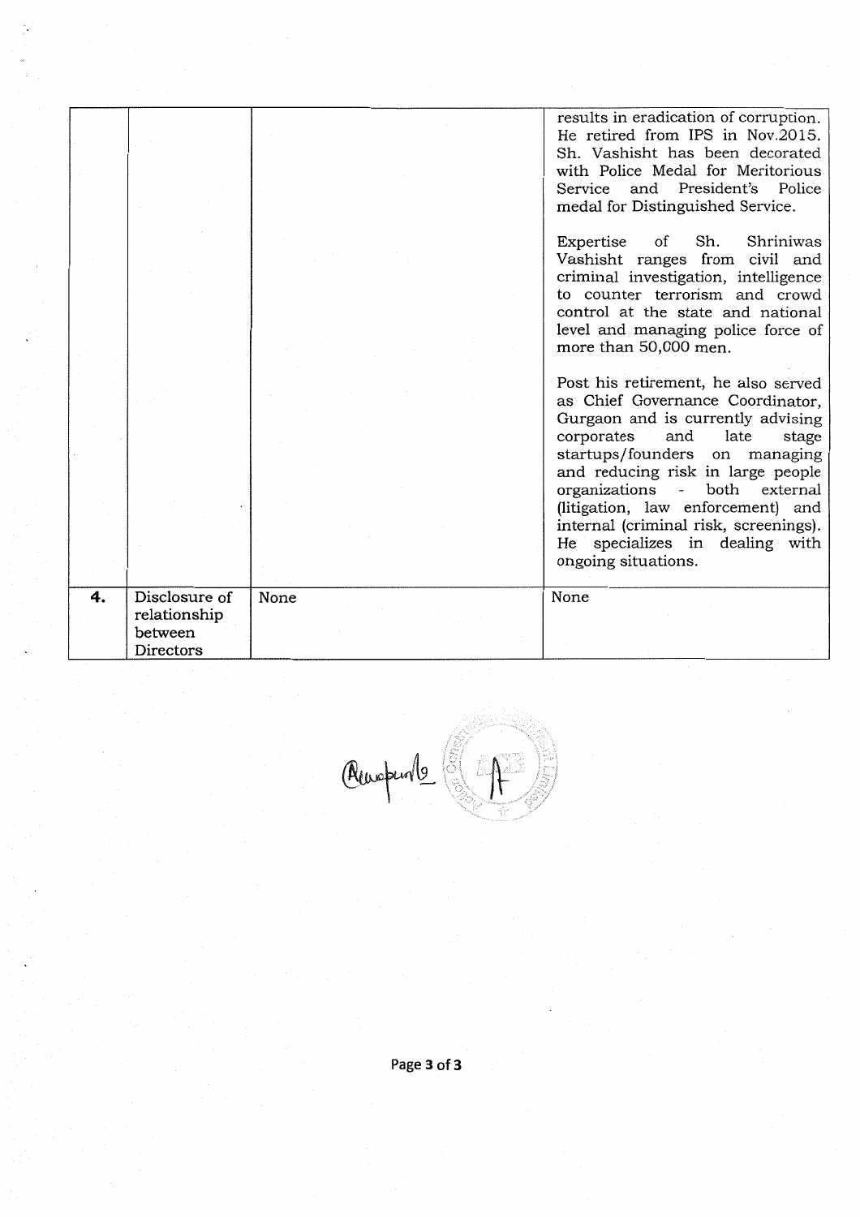| | | | |
|---|---|---|---|
| | | | results in eradication of corruption. He retired from IPS in Nov.2015. Sh. Vashisht has been decorated with Police Medal for Meritorious Service and President's Police medal for Distinguished Service.<br><br>Expertise of Sh. Shriniwas Vashisht ranges from civil and criminal investigation, intelligence to counter terrorism and crowd control at the state and national level and managing police force of more than 50,000 men.<br><br>Post his retirement, he also served as Chief Governance Coordinator, Gurgaon and is currently advising corporates and late stage startups/founders on managing and reducing risk in large people organizations - both external (litigation, law enforcement) and internal (criminal risk, screenings). He specializes in dealing with ongoing situations. |
| **4.** | Disclosure of relationship between Directors | None | None |